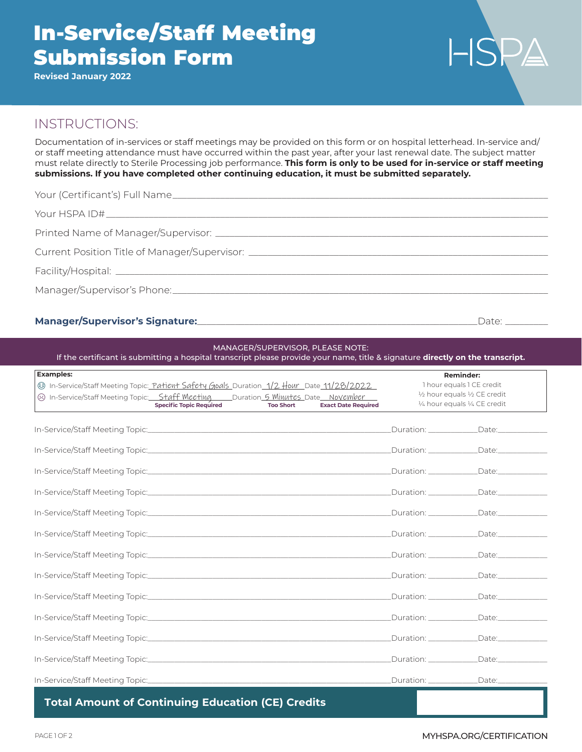# In-Service/Staff Meeting Submission Form

**Revised January 2022**

HSPA

## INSTRUCTIONS:

Documentation of in-services or staff meetings may be provided on this form or on hospital letterhead. In-service and/or staff meeting attendance must have occurred within the past year, after your last renewal date. The subject matter must relate directly to Sterile Processing job performance. **This form is only to be used for in-service or staff meeting submissions. If you have completed other continuing education, it must be submitted separately.**

Your (Certificant's) Full Name\_\_\_\_\_\_\_\_\_\_\_\_\_\_\_\_\_\_\_\_\_\_\_\_\_\_\_\_\_\_\_\_\_\_\_\_\_\_\_\_

Your HSPA ID#\_\_\_\_\_\_\_\_\_\_\_\_\_\_\_\_\_\_\_\_\_\_\_\_\_\_\_\_\_\_\_\_\_\_\_\_\_\_\_\_

Printed Name of Manager/Supervisor: \_\_\_\_\_\_\_\_\_\_\_\_\_\_\_\_\_\_\_\_\_\_\_\_\_\_\_\_\_\_\_\_\_\_\_\_\_\_\_\_

Current Position Title of Manager/Supervisor: \_\_\_\_\_\_\_\_\_\_\_\_\_\_\_\_\_\_\_\_\_\_\_\_\_\_\_\_\_\_\_\_\_\_\_\_\_\_\_\_

Facility/Hospital: \_\_\_\_\_\_\_\_\_\_\_\_\_\_\_\_\_\_\_\_\_\_\_\_\_\_\_\_\_\_\_\_\_\_\_\_\_\_\_\_

Manager/Supervisor's Phone:\_\_\_\_\_\_\_\_\_\_\_\_\_\_\_\_\_\_\_\_\_\_\_\_\_\_\_\_\_\_\_\_\_\_\_\_\_\_\_\_

**Manager/Supervisor's Signature:**\_\_\_\_\_\_\_\_\_\_\_\_\_\_\_\_\_\_\_\_\_\_\_\_\_\_\_\_\_\_\_\_\_\_\_\_ Date: \_\_\_\_\_\_\_\_\_

MANAGER/SUPERVISOR, PLEASE NOTE:
If the certificant is submitting a hospital transcript please provide your name, title & signature **directly on the transcript.**

**Examples:**

☺ In-Service/Staff Meeting Topic: Patient Safety Goals Duration 1/2 Hour Date 11/28/2022

☹ In-Service/Staff Meeting Topic: Staff Meeting (**Specific Topic Required**) Duration 5 Minutes (**Too Short**) Date November (**Exact Date Required**)

**Reminder:**
1 hour equals 1 CE credit
½ hour equals ½ CE credit
¼ hour equals ¼ CE credit

| In-Service/Staff Meeting Topic | Duration | Date |
|---|---|---|
| | | |
| | | |
| | | |
| | | |
| | | |
| | | |
| | | |
| | | |
| | | |
| | | |
| | | |
| | | |
| | | |

**Total Amount of Continuing Education (CE) Credits** \_\_\_\_\_\_\_\_\_\_

MYHSPA.ORG/CERTIFICATION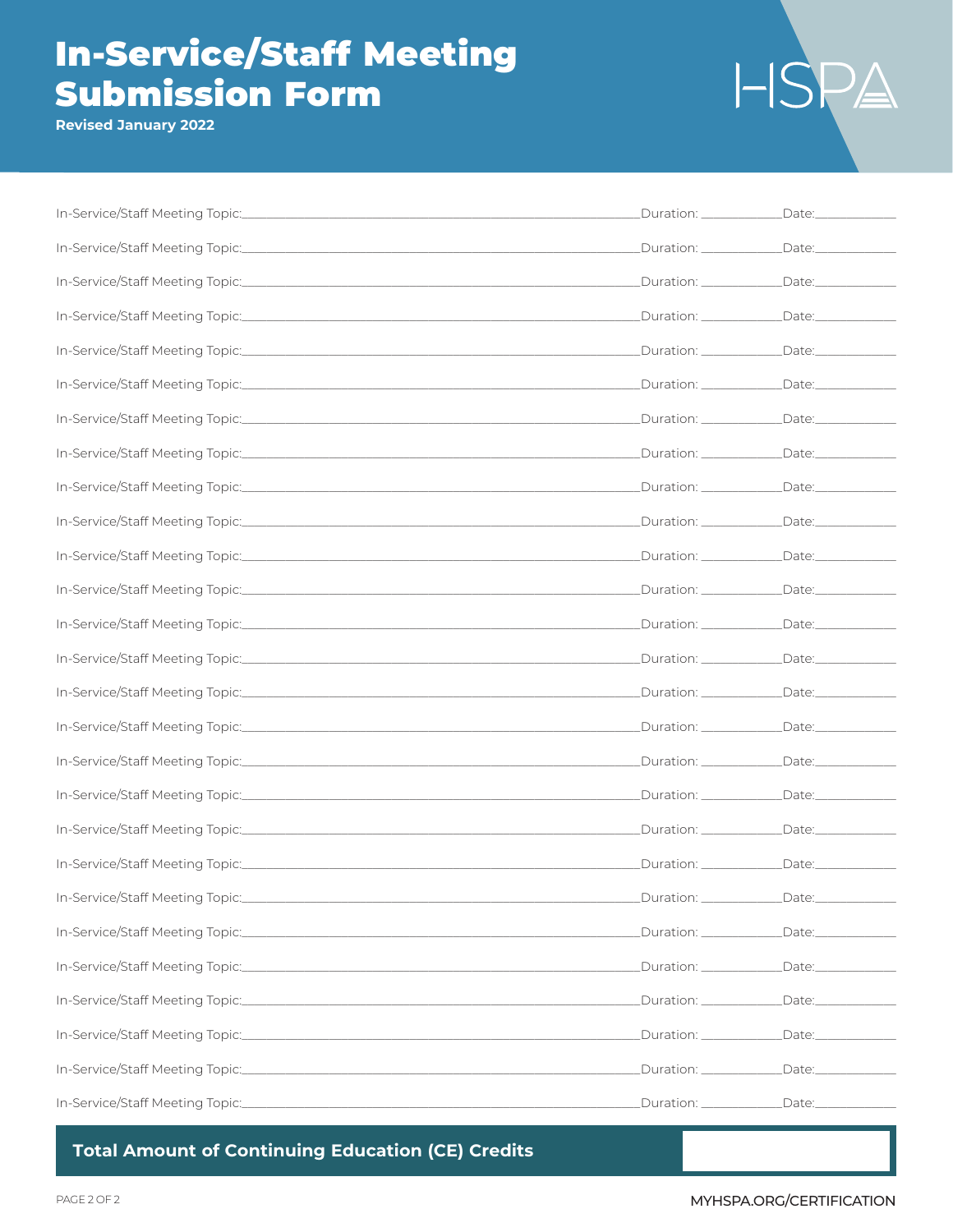# In-Service/Staff Meeting Submission Form

**Revised January 2022**

HSPA

In-Service/Staff Meeting Topic:\_\_\_\_\_\_\_\_\_\_\_\_\_\_\_\_\_\_\_\_ Duration: \_\_\_\_\_\_\_\_ Date:\_\_\_\_\_\_\_\_

In-Service/Staff Meeting Topic:\_\_\_\_\_\_\_\_\_\_\_\_\_\_\_\_\_\_\_\_ Duration: \_\_\_\_\_\_\_\_ Date:\_\_\_\_\_\_\_\_

In-Service/Staff Meeting Topic:\_\_\_\_\_\_\_\_\_\_\_\_\_\_\_\_\_\_\_\_ Duration: \_\_\_\_\_\_\_\_ Date:\_\_\_\_\_\_\_\_

In-Service/Staff Meeting Topic:\_\_\_\_\_\_\_\_\_\_\_\_\_\_\_\_\_\_\_\_ Duration: \_\_\_\_\_\_\_\_ Date:\_\_\_\_\_\_\_\_

In-Service/Staff Meeting Topic:\_\_\_\_\_\_\_\_\_\_\_\_\_\_\_\_\_\_\_\_ Duration: \_\_\_\_\_\_\_\_ Date:\_\_\_\_\_\_\_\_

In-Service/Staff Meeting Topic:\_\_\_\_\_\_\_\_\_\_\_\_\_\_\_\_\_\_\_\_ Duration: \_\_\_\_\_\_\_\_ Date:\_\_\_\_\_\_\_\_

In-Service/Staff Meeting Topic:\_\_\_\_\_\_\_\_\_\_\_\_\_\_\_\_\_\_\_\_ Duration: \_\_\_\_\_\_\_\_ Date:\_\_\_\_\_\_\_\_

In-Service/Staff Meeting Topic:\_\_\_\_\_\_\_\_\_\_\_\_\_\_\_\_\_\_\_\_ Duration: \_\_\_\_\_\_\_\_ Date:\_\_\_\_\_\_\_\_

In-Service/Staff Meeting Topic:\_\_\_\_\_\_\_\_\_\_\_\_\_\_\_\_\_\_\_\_ Duration: \_\_\_\_\_\_\_\_ Date:\_\_\_\_\_\_\_\_

In-Service/Staff Meeting Topic:\_\_\_\_\_\_\_\_\_\_\_\_\_\_\_\_\_\_\_\_ Duration: \_\_\_\_\_\_\_\_ Date:\_\_\_\_\_\_\_\_

In-Service/Staff Meeting Topic:\_\_\_\_\_\_\_\_\_\_\_\_\_\_\_\_\_\_\_\_ Duration: \_\_\_\_\_\_\_\_ Date:\_\_\_\_\_\_\_\_

In-Service/Staff Meeting Topic:\_\_\_\_\_\_\_\_\_\_\_\_\_\_\_\_\_\_\_\_ Duration: \_\_\_\_\_\_\_\_ Date:\_\_\_\_\_\_\_\_

In-Service/Staff Meeting Topic:\_\_\_\_\_\_\_\_\_\_\_\_\_\_\_\_\_\_\_\_ Duration: \_\_\_\_\_\_\_\_ Date:\_\_\_\_\_\_\_\_

In-Service/Staff Meeting Topic:\_\_\_\_\_\_\_\_\_\_\_\_\_\_\_\_\_\_\_\_ Duration: \_\_\_\_\_\_\_\_ Date:\_\_\_\_\_\_\_\_

In-Service/Staff Meeting Topic:\_\_\_\_\_\_\_\_\_\_\_\_\_\_\_\_\_\_\_\_ Duration: \_\_\_\_\_\_\_\_ Date:\_\_\_\_\_\_\_\_

In-Service/Staff Meeting Topic:\_\_\_\_\_\_\_\_\_\_\_\_\_\_\_\_\_\_\_\_ Duration: \_\_\_\_\_\_\_\_ Date:\_\_\_\_\_\_\_\_

In-Service/Staff Meeting Topic:\_\_\_\_\_\_\_\_\_\_\_\_\_\_\_\_\_\_\_\_ Duration: \_\_\_\_\_\_\_\_ Date:\_\_\_\_\_\_\_\_

In-Service/Staff Meeting Topic:\_\_\_\_\_\_\_\_\_\_\_\_\_\_\_\_\_\_\_\_ Duration: \_\_\_\_\_\_\_\_ Date:\_\_\_\_\_\_\_\_

In-Service/Staff Meeting Topic:\_\_\_\_\_\_\_\_\_\_\_\_\_\_\_\_\_\_\_\_ Duration: \_\_\_\_\_\_\_\_ Date:\_\_\_\_\_\_\_\_

In-Service/Staff Meeting Topic:\_\_\_\_\_\_\_\_\_\_\_\_\_\_\_\_\_\_\_\_ Duration: \_\_\_\_\_\_\_\_ Date:\_\_\_\_\_\_\_\_

In-Service/Staff Meeting Topic:\_\_\_\_\_\_\_\_\_\_\_\_\_\_\_\_\_\_\_\_ Duration: \_\_\_\_\_\_\_\_ Date:\_\_\_\_\_\_\_\_

In-Service/Staff Meeting Topic:\_\_\_\_\_\_\_\_\_\_\_\_\_\_\_\_\_\_\_\_ Duration: \_\_\_\_\_\_\_\_ Date:\_\_\_\_\_\_\_\_

In-Service/Staff Meeting Topic:\_\_\_\_\_\_\_\_\_\_\_\_\_\_\_\_\_\_\_\_ Duration: \_\_\_\_\_\_\_\_ Date:\_\_\_\_\_\_\_\_

In-Service/Staff Meeting Topic:\_\_\_\_\_\_\_\_\_\_\_\_\_\_\_\_\_\_\_\_ Duration: \_\_\_\_\_\_\_\_ Date:\_\_\_\_\_\_\_\_

In-Service/Staff Meeting Topic:\_\_\_\_\_\_\_\_\_\_\_\_\_\_\_\_\_\_\_\_ Duration: \_\_\_\_\_\_\_\_ Date:\_\_\_\_\_\_\_\_

In-Service/Staff Meeting Topic:\_\_\_\_\_\_\_\_\_\_\_\_\_\_\_\_\_\_\_\_ Duration: \_\_\_\_\_\_\_\_ Date:\_\_\_\_\_\_\_\_

In-Service/Staff Meeting Topic:\_\_\_\_\_\_\_\_\_\_\_\_\_\_\_\_\_\_\_\_ Duration: \_\_\_\_\_\_\_\_ Date:\_\_\_\_\_\_\_\_

| **Total Amount of Continuing Education (CE) Credits** | |
|---|---|

MYHSPA.ORG/CERTIFICATION